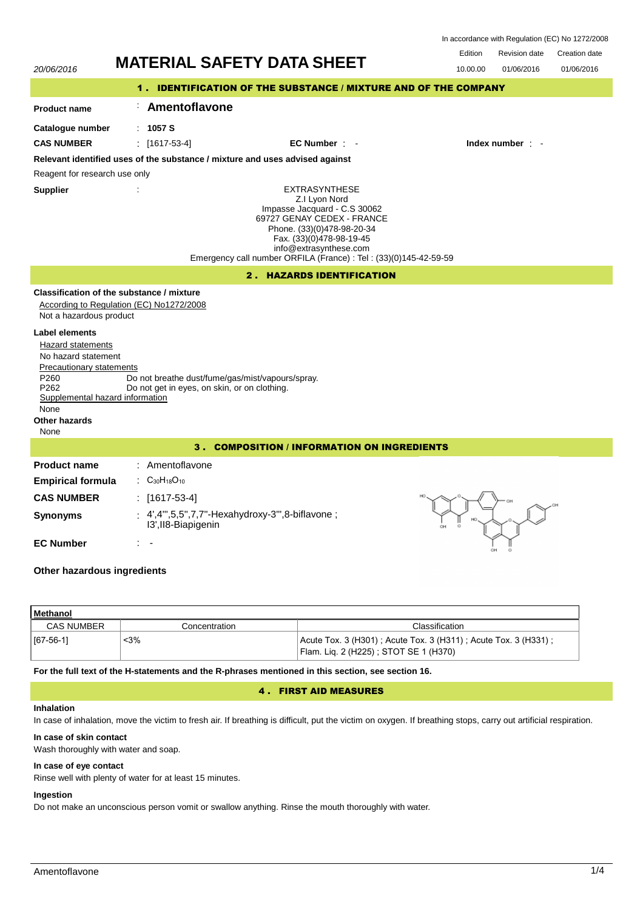In accordance with Regulation (EC) No 1272/2008

20/06/2016

# MATERIAL SAFETY DATA SHEET

| Edition | Revision date | Creation date |
| --- | --- | --- |
| 10.00.00 | 01/06/2016 | 01/06/2016 |

## 1 . IDENTIFICATION OF THE SUBSTANCE / MIXTURE AND OF THE COMPANY

**Product name** : **Amentoflavone**

**Catalogue number** : **1057 S**

**CAS NUMBER** : [1617-53-4] **EC Number** : - **Index number** : -

**Relevant identified uses of the substance / mixture and uses advised against**

Reagent for research use only

**Supplier** :

EXTRASYNTHESE
Z.I Lyon Nord
Impasse Jacquard - C.S 30062
69727 GENAY CEDEX - FRANCE
Phone. (33)(0)478-98-20-34
Fax. (33)(0)478-98-19-45
info@extrasynthese.com
Emergency call number ORFILA (France) : Tel : (33)(0)145-42-59-59

## 2 . HAZARDS IDENTIFICATION

**Classification of the substance / mixture**

According to Regulation (EC) No1272/2008

Not a hazardous product

**Label elements**

Hazard statements

No hazard statement

Precautionary statements

P260 Do not breathe dust/fume/gas/mist/vapours/spray.
P262 Do not get in eyes, on skin, or on clothing.

Supplemental hazard information

None

**Other hazards**

None

## 3 . COMPOSITION / INFORMATION ON INGREDIENTS

**Product name** : Amentoflavone

**Empirical formula** : $C_{30}H_{18}O_{10}$

**CAS NUMBER** : [1617-53-4]

**Synonyms** : 4',4''',5,5'',7,7''-Hexahydroxy-3''',8-biflavone ; I3',II8-Biapigenin

**EC Number** : -

**Other hazardous ingredients**

| **Methanol** | | |
| --- | --- | --- |
| CAS NUMBER | Concentration | Classification |
| [67-56-1] | <3% | Acute Tox. 3 (H301) ; Acute Tox. 3 (H311) ; Acute Tox. 3 (H331) ; Flam. Liq. 2 (H225) ; STOT SE 1 (H370) |

**For the full text of the H-statements and the R-phrases mentioned in this section, see section 16.**

## 4 . FIRST AID MEASURES

**Inhalation**

In case of inhalation, move the victim to fresh air. If breathing is difficult, put the victim on oxygen. If breathing stops, carry out artificial respiration.

**In case of skin contact**

Wash thoroughly with water and soap.

**In case of eye contact**

Rinse well with plenty of water for at least 15 minutes.

**Ingestion**

Do not make an unconscious person vomit or swallow anything. Rinse the mouth thoroughly with water.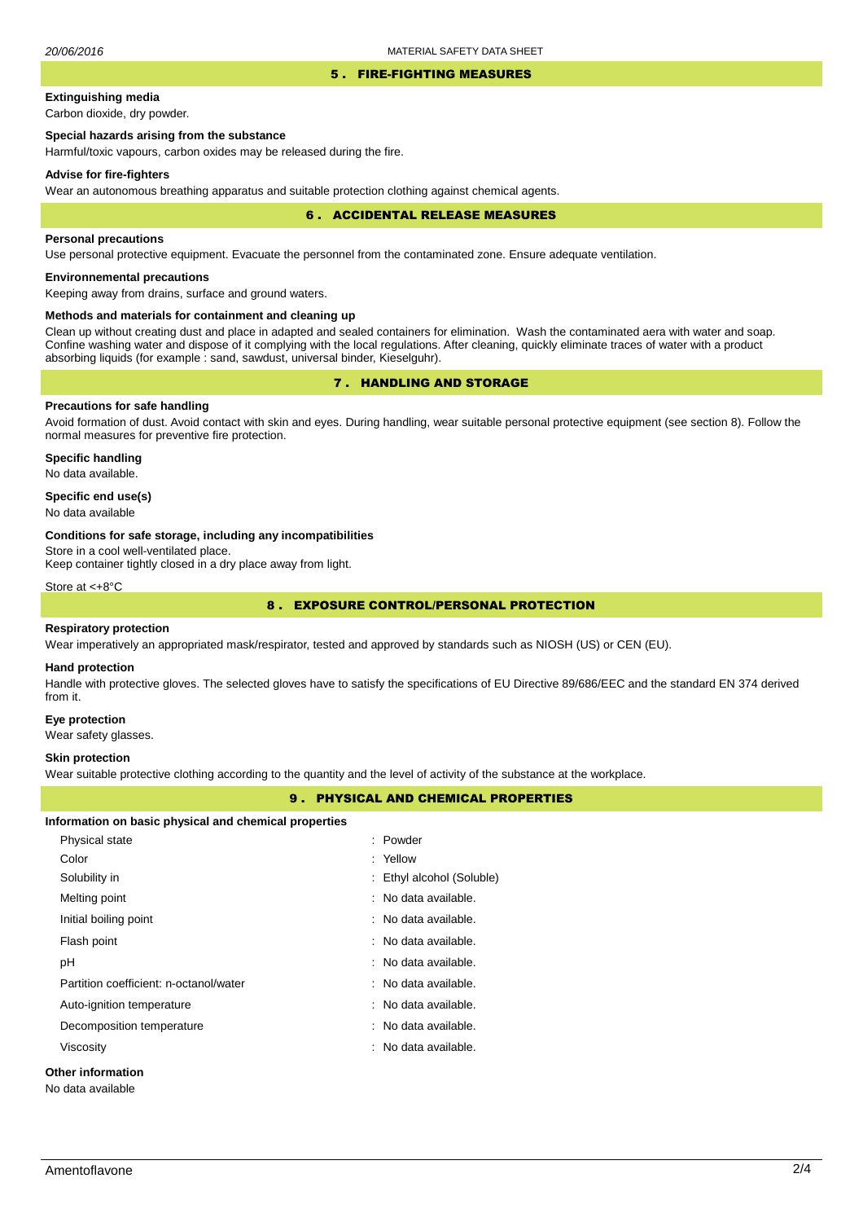## 5 . FIRE-FIGHTING MEASURES

### Extinguishing media

Carbon dioxide, dry powder.

### Special hazards arising from the substance

Harmful/toxic vapours, carbon oxides may be released during the fire.

### Advise for fire-fighters

Wear an autonomous breathing apparatus and suitable protection clothing against chemical agents.

## 6 . ACCIDENTAL RELEASE MEASURES

### Personal precautions

Use personal protective equipment. Evacuate the personnel from the contaminated zone. Ensure adequate ventilation.

### Environnemental precautions

Keeping away from drains, surface and ground waters.

### Methods and materials for containment and cleaning up

Clean up without creating dust and place in adapted and sealed containers for elimination. Wash the contaminated aera with water and soap. Confine washing water and dispose of it complying with the local regulations. After cleaning, quickly eliminate traces of water with a product absorbing liquids (for example : sand, sawdust, universal binder, Kieselguhr).

## 7 . HANDLING AND STORAGE

### Precautions for safe handling

Avoid formation of dust. Avoid contact with skin and eyes. During handling, wear suitable personal protective equipment (see section 8). Follow the normal measures for preventive fire protection.

### Specific handling

No data available.

### Specific end use(s)

No data available

### Conditions for safe storage, including any incompatibilities

Store in a cool well-ventilated place.
Keep container tightly closed in a dry place away from light.

Store at <+8°C

## 8 . EXPOSURE CONTROL/PERSONAL PROTECTION

### Respiratory protection

Wear imperatively an appropriated mask/respirator, tested and approved by standards such as NIOSH (US) or CEN (EU).

### Hand protection

Handle with protective gloves. The selected gloves have to satisfy the specifications of EU Directive 89/686/EEC and the standard EN 374 derived from it.

### Eye protection

Wear safety glasses.

### Skin protection

Wear suitable protective clothing according to the quantity and the level of activity of the substance at the workplace.

## 9 . PHYSICAL AND CHEMICAL PROPERTIES

### Information on basic physical and chemical properties

| Property | Value |
|---|---|
| Physical state | : Powder |
| Color | : Yellow |
| Solubility in | : Ethyl alcohol (Soluble) |
| Melting point | : No data available. |
| Initial boiling point | : No data available. |
| Flash point | : No data available. |
| pH | : No data available. |
| Partition coefficient: n-octanol/water | : No data available. |
| Auto-ignition temperature | : No data available. |
| Decomposition temperature | : No data available. |
| Viscosity | : No data available. |

### Other information

No data available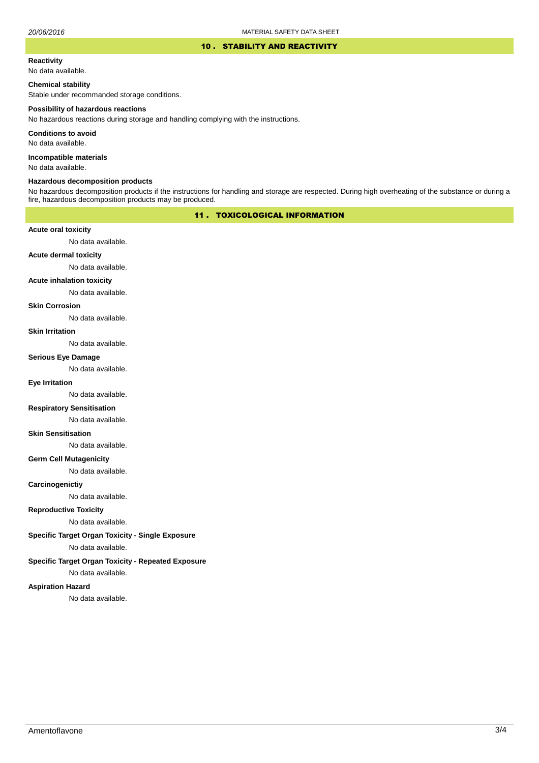## 10 . STABILITY AND REACTIVITY

**Reactivity**

No data available.

**Chemical stability**

Stable under recommanded storage conditions.

**Possibility of hazardous reactions**

No hazardous reactions during storage and handling complying with the instructions.

**Conditions to avoid**

No data available.

**Incompatible materials**

No data available.

**Hazardous decomposition products**

No hazardous decomposition products if the instructions for handling and storage are respected. During high overheating of the substance or during a fire, hazardous decomposition products may be produced.

## 11 . TOXICOLOGICAL INFORMATION

**Acute oral toxicity**

No data available.

**Acute dermal toxicity**

No data available.

**Acute inhalation toxicity**

No data available.

**Skin Corrosion**

No data available.

**Skin Irritation**

No data available.

**Serious Eye Damage**

No data available.

**Eye Irritation**

No data available.

**Respiratory Sensitisation**

No data available.

**Skin Sensitisation**

No data available.

**Germ Cell Mutagenicity**

No data available.

**Carcinogenictiy**

No data available.

**Reproductive Toxicity**

No data available.

**Specific Target Organ Toxicity - Single Exposure**

No data available.

**Specific Target Organ Toxicity - Repeated Exposure**

No data available.

**Aspiration Hazard**

No data available.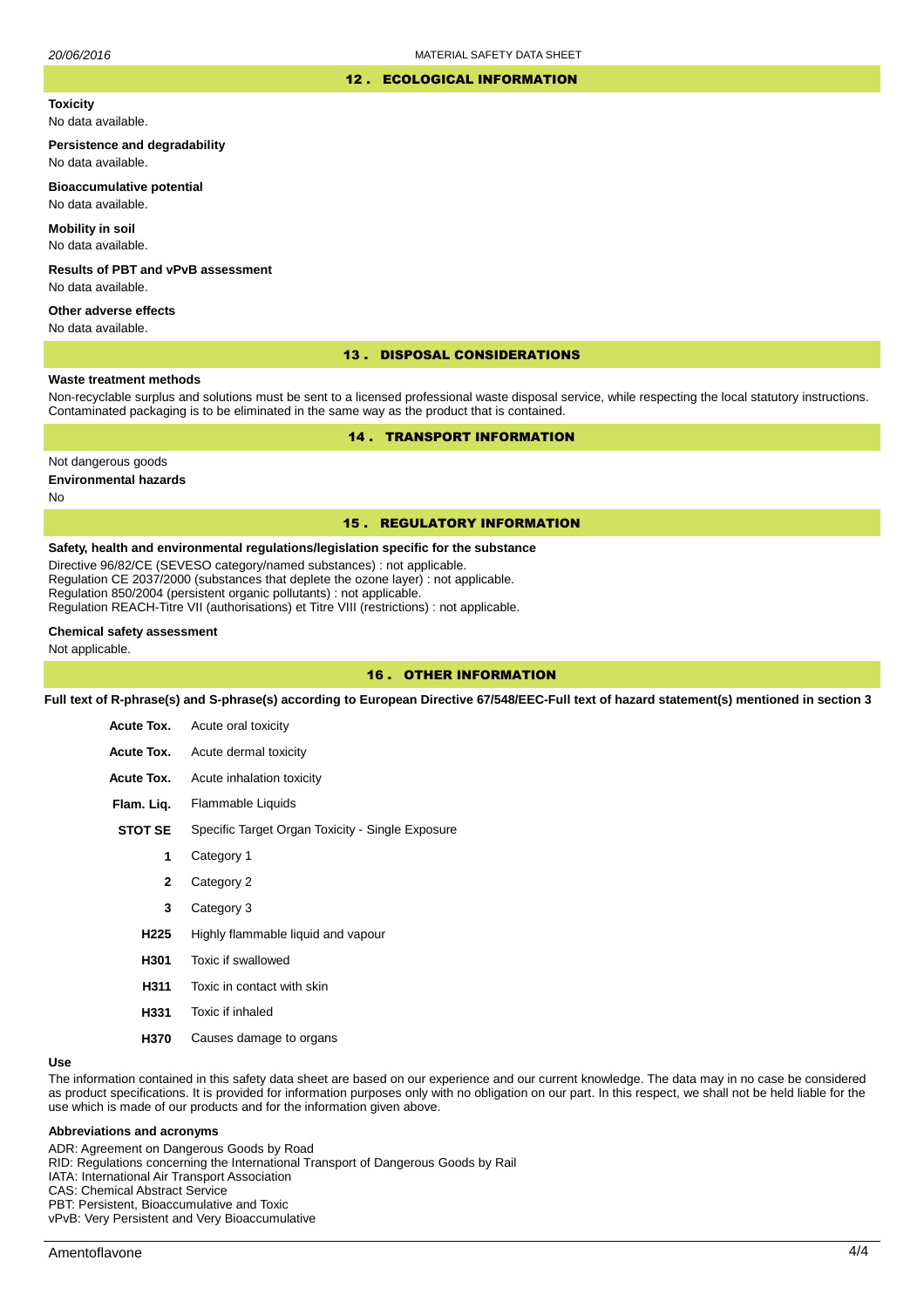## 12 . ECOLOGICAL INFORMATION

**Toxicity**

No data available.

**Persistence and degradability**

No data available.

**Bioaccumulative potential**

No data available.

**Mobility in soil**

No data available.

**Results of PBT and vPvB assessment**

No data available.

**Other adverse effects**

No data available.

## 13 . DISPOSAL CONSIDERATIONS

**Waste treatment methods**

Non-recyclable surplus and solutions must be sent to a licensed professional waste disposal service, while respecting the local statutory instructions. Contaminated packaging is to be eliminated in the same way as the product that is contained.

## 14 . TRANSPORT INFORMATION

Not dangerous goods

**Environmental hazards**

No

## 15 . REGULATORY INFORMATION

**Safety, health and environmental regulations/legislation specific for the substance**

Directive 96/82/CE (SEVESO category/named substances) : not applicable.
Regulation CE 2037/2000 (substances that deplete the ozone layer) : not applicable.
Regulation 850/2004 (persistent organic pollutants) : not applicable.
Regulation REACH-Titre VII (authorisations) et Titre VIII (restrictions) : not applicable.

**Chemical safety assessment**

Not applicable.

## 16 . OTHER INFORMATION

**Full text of R-phrase(s) and S-phrase(s) according to European Directive 67/548/EEC-Full text of hazard statement(s) mentioned in section 3**

| | |
|---|---|
| **Acute Tox.** | Acute oral toxicity |
| **Acute Tox.** | Acute dermal toxicity |
| **Acute Tox.** | Acute inhalation toxicity |
| **Flam. Liq.** | Flammable Liquids |
| **STOT SE** | Specific Target Organ Toxicity - Single Exposure |
| **1** | Category 1 |
| **2** | Category 2 |
| **3** | Category 3 |
| **H225** | Highly flammable liquid and vapour |
| **H301** | Toxic if swallowed |
| **H311** | Toxic in contact with skin |
| **H331** | Toxic if inhaled |
| **H370** | Causes damage to organs |

**Use**

The information contained in this safety data sheet are based on our experience and our current knowledge. The data may in no case be considered as product specifications. It is provided for information purposes only with no obligation on our part. In this respect, we shall not be held liable for the use which is made of our products and for the information given above.

**Abbreviations and acronyms**

ADR: Agreement on Dangerous Goods by Road
RID: Regulations concerning the International Transport of Dangerous Goods by Rail
IATA: International Air Transport Association
CAS: Chemical Abstract Service
PBT: Persistent, Bioaccumulative and Toxic
vPvB: Very Persistent and Very Bioaccumulative